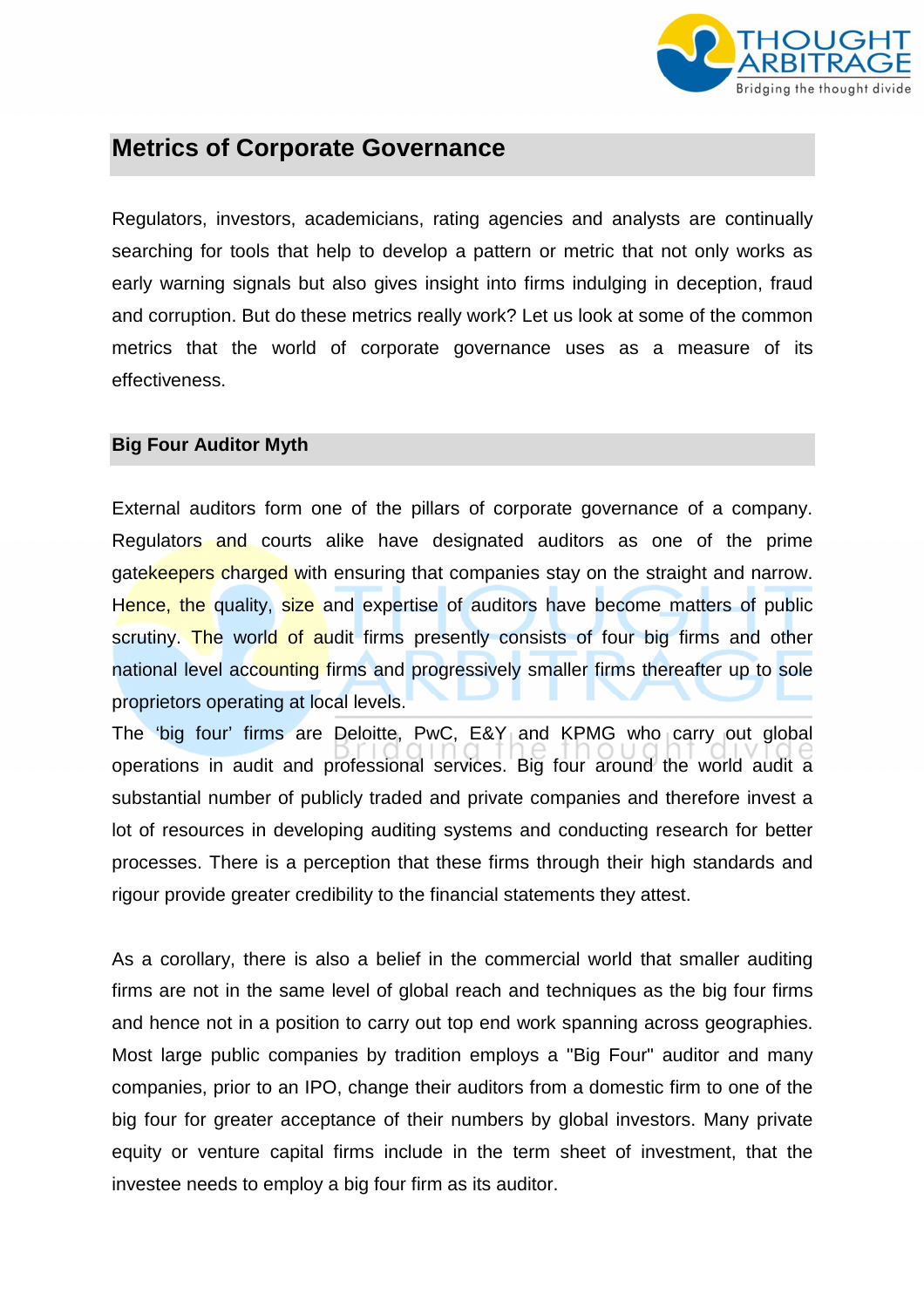## Metrics of Corporate Governance

Regulators, investors, academicians, rating agencies and analysts are continually searching for tools that help to develop a pattern or metric that not only works as early warning signals but also gives insight into firms indulging in deception, fraud and corruption. But do these metrics really work? Let us look at some of the common metrics that the world of corporate governance uses as a measure of its effectiveness.

### Big Four Auditor Myth

External auditors form one of the pillars of corporate governance of a company. Regulators and courts alike have designated auditors as one of the prime gatekeepers charged with ensuring that companies stay on the straight and narrow. Hence, the quality, size and expertise of auditors have become matters of public scrutiny. The world of audit firms presently consists of four big firms and other national level accounting firms and progressively smaller firms thereafter up to sole proprietors operating at local levels.

The 'big four' firms are Deloitte, PwC, E&Y and KPMG who carry out global operations in audit and professional services. Big four around the world audit a substantial number of publicly traded and private companies and therefore invest a lot of resources in developing auditing systems and conducting research for better processes. There is a perception that these firms through their high standards and rigour provide greater credibility to the financial statements they attest.

As a corollary, there is also a belief in the commercial world that smaller auditing firms are not in the same level of global reach and techniques as the big four firms and hence not in a position to carry out top end work spanning across geographies. Most large public companies by tradition employs a "Big Four" auditor and many companies, prior to an IPO, change their auditors from a domestic firm to one of the big four for greater acceptance of their numbers by global investors. Many private equity or venture capital firms include in the term sheet of investment, that the investee needs to employ a big four firm as its auditor.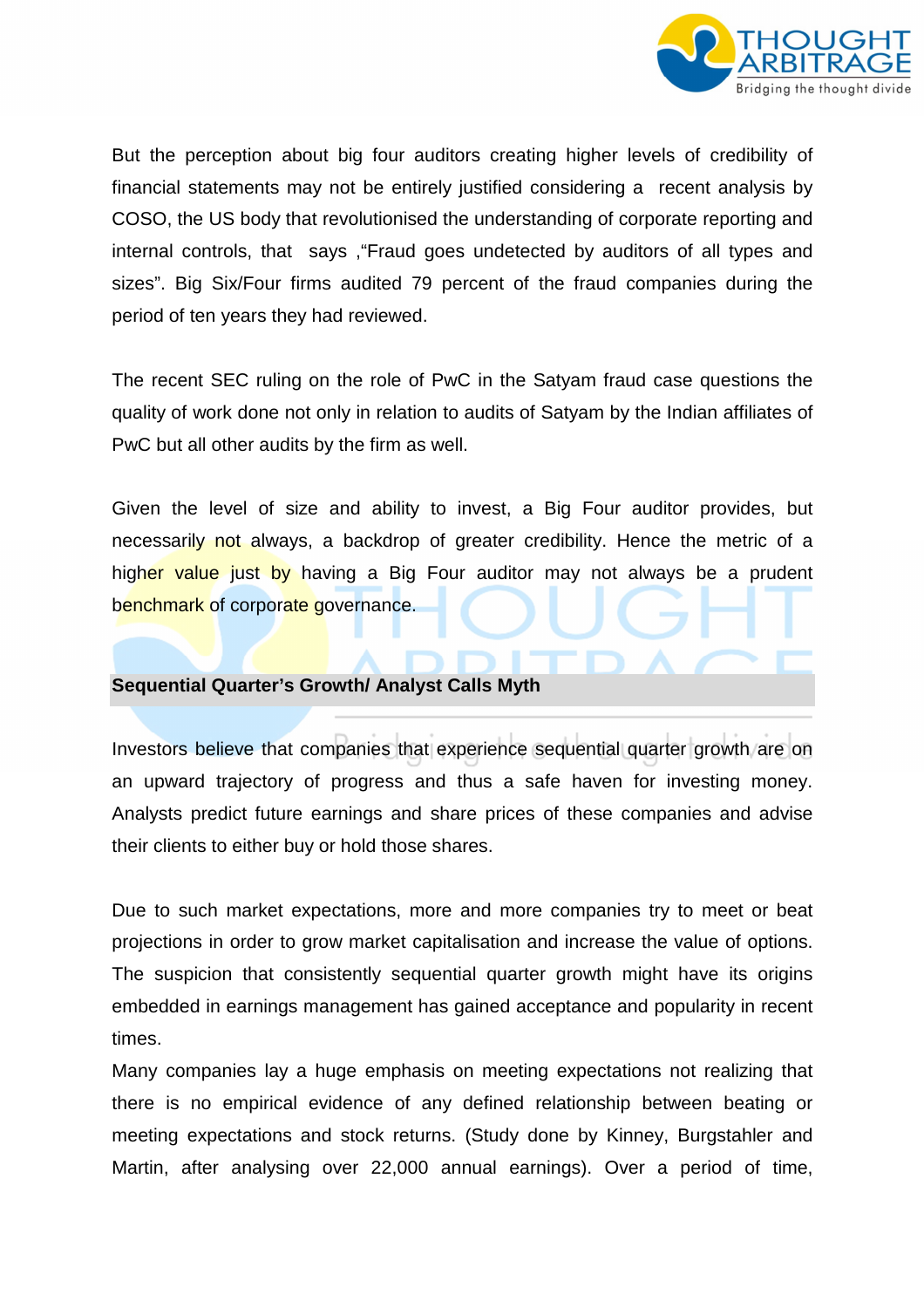But the perception about big four auditors creating higher levels of credibility of financial statements may not be entirely justified considering a recent analysis by COSO, the US body that revolutionised the understanding of corporate reporting and internal controls, that says ,"Fraud goes undetected by auditors of all types and sizes". Big Six/Four firms audited 79 percent of the fraud companies during the period of ten years they had reviewed.

The recent SEC ruling on the role of PwC in the Satyam fraud case questions the quality of work done not only in relation to audits of Satyam by the Indian affiliates of PwC but all other audits by the firm as well.

Given the level of size and ability to invest, a Big Four auditor provides, but necessarily not always, a backdrop of greater credibility. Hence the metric of a higher value just by having a Big Four auditor may not always be a prudent benchmark of corporate governance.

## Sequential Quarter's Growth/ Analyst Calls Myth

Investors believe that companies that experience sequential quarter growth are on an upward trajectory of progress and thus a safe haven for investing money. Analysts predict future earnings and share prices of these companies and advise their clients to either buy or hold those shares.

Due to such market expectations, more and more companies try to meet or beat projections in order to grow market capitalisation and increase the value of options. The suspicion that consistently sequential quarter growth might have its origins embedded in earnings management has gained acceptance and popularity in recent times.

Many companies lay a huge emphasis on meeting expectations not realizing that there is no empirical evidence of any defined relationship between beating or meeting expectations and stock returns. (Study done by Kinney, Burgstahler and Martin, after analysing over 22,000 annual earnings). Over a period of time,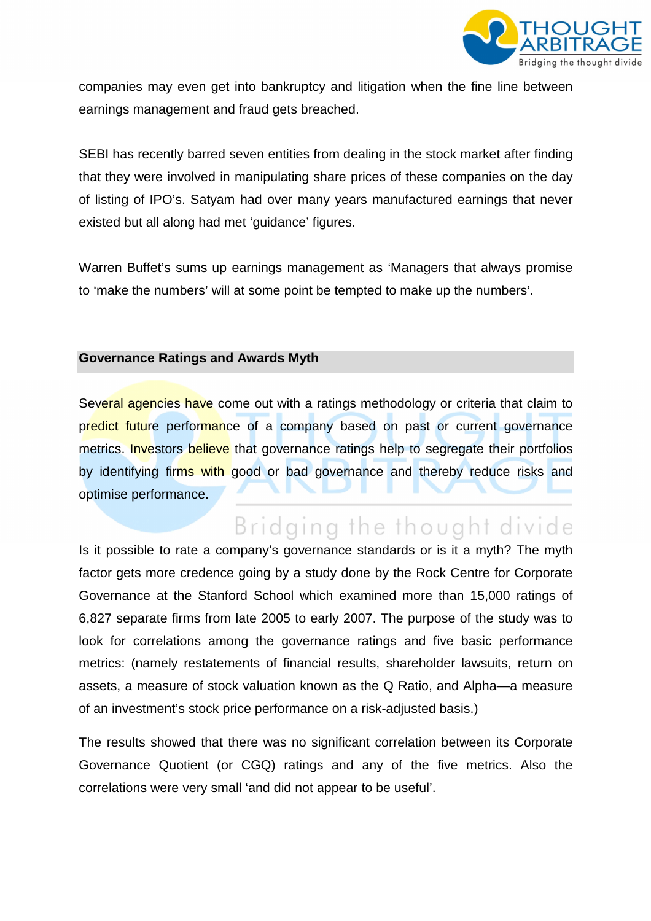companies may even get into bankruptcy and litigation when the fine line between earnings management and fraud gets breached.

SEBI has recently barred seven entities from dealing in the stock market after finding that they were involved in manipulating share prices of these companies on the day of listing of IPO's. Satyam had over many years manufactured earnings that never existed but all along had met 'guidance' figures.

Warren Buffet's sums up earnings management as 'Managers that always promise to 'make the numbers' will at some point be tempted to make up the numbers'.

## Governance Ratings and Awards Myth

Several agencies have come out with a ratings methodology or criteria that claim to predict future performance of a company based on past or current governance metrics. Investors believe that governance ratings help to segregate their portfolios by identifying firms with good or bad governance and thereby reduce risks and optimise performance.

Is it possible to rate a company's governance standards or is it a myth? The myth factor gets more credence going by a study done by the Rock Centre for Corporate Governance at the Stanford School which examined more than 15,000 ratings of 6,827 separate firms from late 2005 to early 2007. The purpose of the study was to look for correlations among the governance ratings and five basic performance metrics: (namely restatements of financial results, shareholder lawsuits, return on assets, a measure of stock valuation known as the Q Ratio, and Alpha—a measure of an investment's stock price performance on a risk-adjusted basis.)

The results showed that there was no significant correlation between its Corporate Governance Quotient (or CGQ) ratings and any of the five metrics. Also the correlations were very small 'and did not appear to be useful'.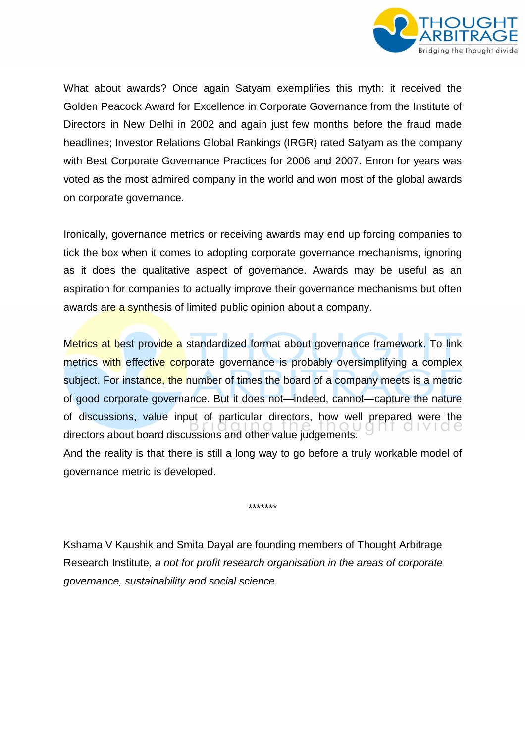What about awards? Once again Satyam exemplifies this myth: it received the Golden Peacock Award for Excellence in Corporate Governance from the Institute of Directors in New Delhi in 2002 and again just few months before the fraud made headlines; Investor Relations Global Rankings (IRGR) rated Satyam as the company with Best Corporate Governance Practices for 2006 and 2007. Enron for years was voted as the most admired company in the world and won most of the global awards on corporate governance.

Ironically, governance metrics or receiving awards may end up forcing companies to tick the box when it comes to adopting corporate governance mechanisms, ignoring as it does the qualitative aspect of governance. Awards may be useful as an aspiration for companies to actually improve their governance mechanisms but often awards are a synthesis of limited public opinion about a company.

Metrics at best provide a standardized format about governance framework. To link metrics with effective corporate governance is probably oversimplifying a complex subject. For instance, the number of times the board of a company meets is a metric of good corporate governance. But it does not—indeed, cannot—capture the nature of discussions, value input of particular directors, how well prepared were the directors about board discussions and other value judgements.

And the reality is that there is still a long way to go before a truly workable model of governance metric is developed.

*******

Kshama V Kaushik and Smita Dayal are founding members of Thought Arbitrage Research Institute*, a not for profit research organisation in the areas of corporate governance, sustainability and social science.*